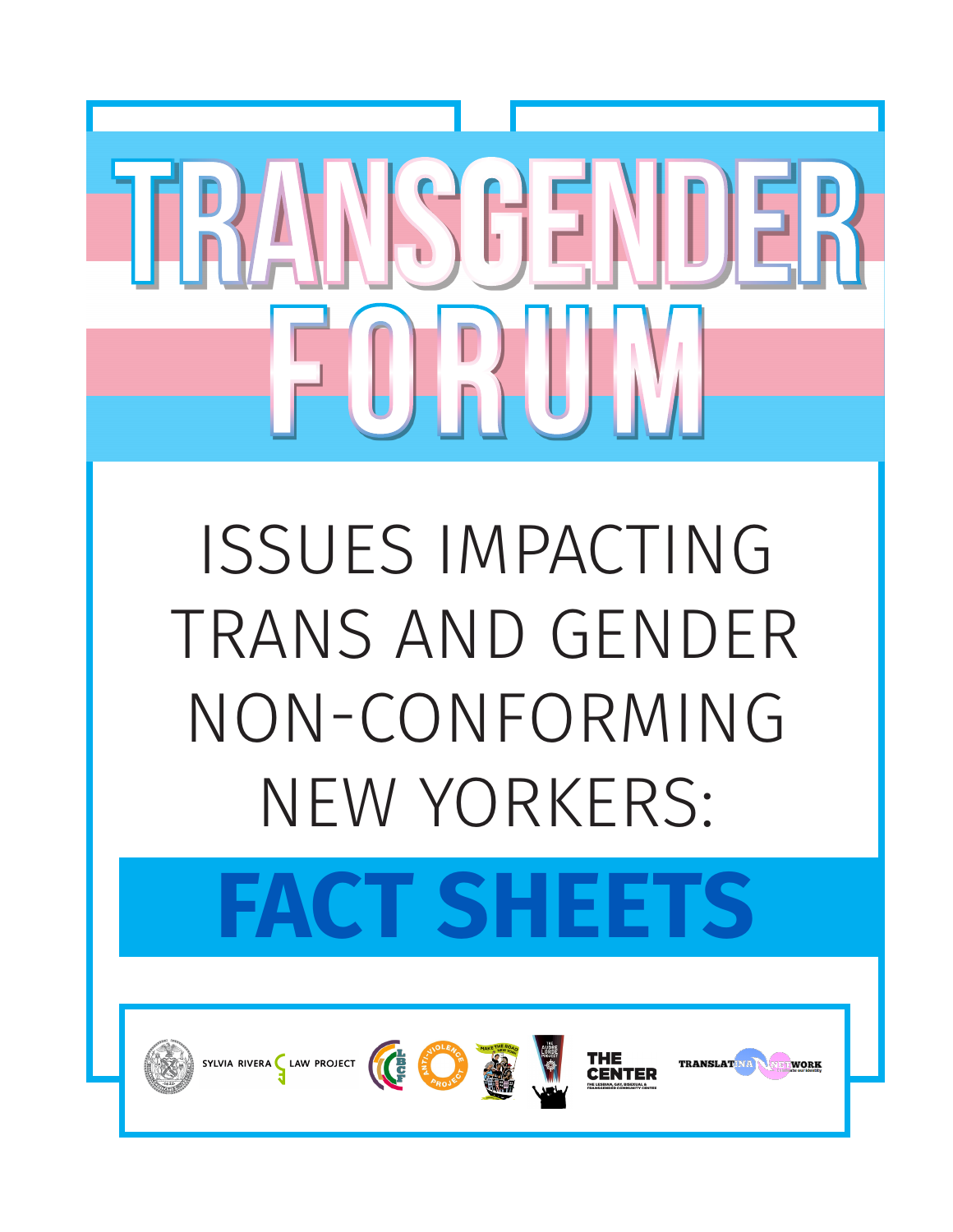# TRANSGENDER FORUM

## ISSUES IMPACTING TRANS AND GENDER NON-CONFORMING NEW YORKERS:

# FACT SHEETS

SYLVIA RIVERA LAW PROJECT

LBCF

ANTI-VIOLENCE PROJECT

MAKE THE ROAD NEW YORK

THE AUDRE LORDE PROJECT

THE CENTER
THE LESBIAN, GAY, BISEXUAL & TRANSGENDER COMMUNITY CENTER

TRANSLATINA NETWORK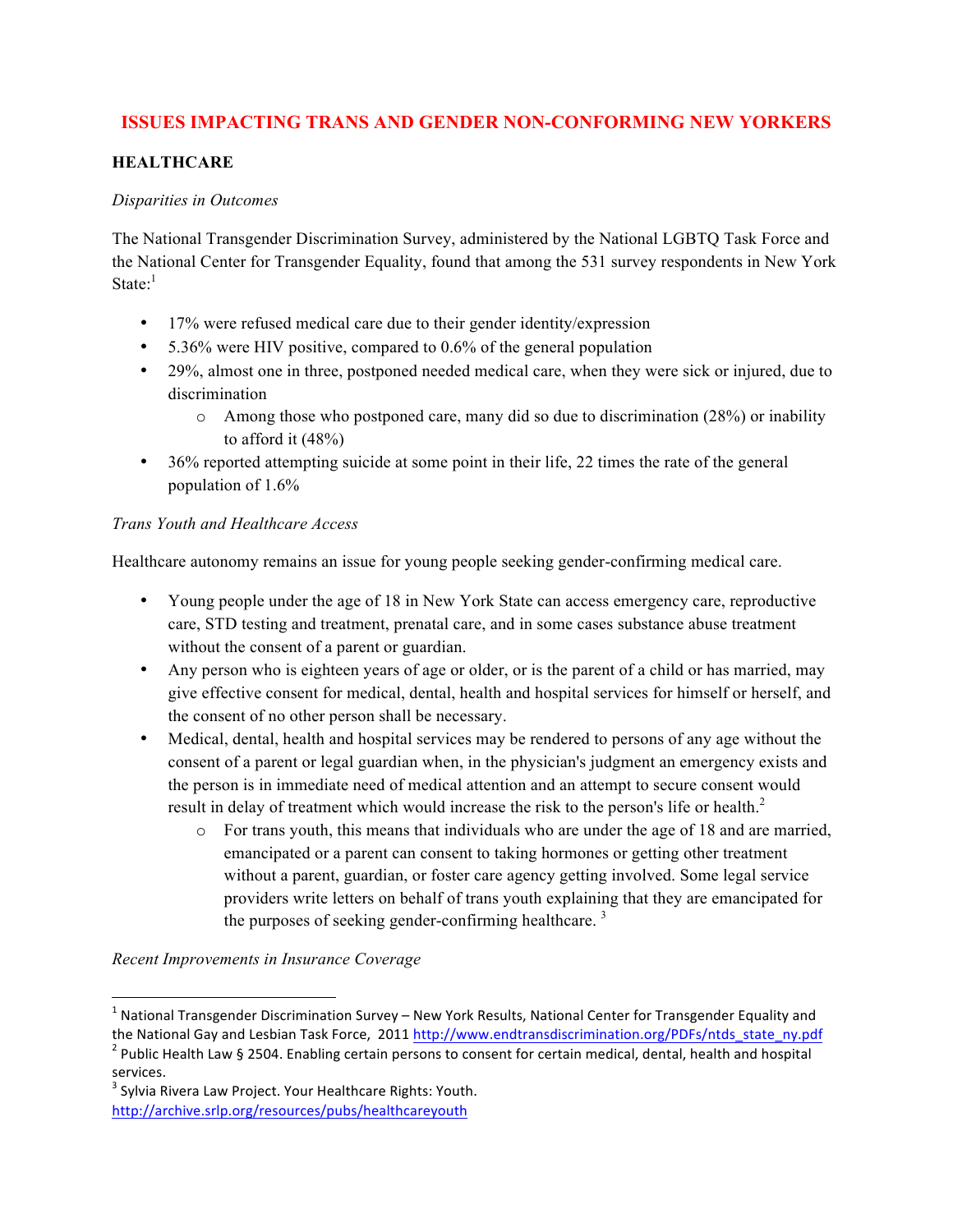# ISSUES IMPACTING TRANS AND GENDER NON-CONFORMING NEW YORKERS

## HEALTHCARE

*Disparities in Outcomes*

The National Transgender Discrimination Survey, administered by the National LGBTQ Task Force and the National Center for Transgender Equality, found that among the 531 survey respondents in New York State:[1]

- 17% were refused medical care due to their gender identity/expression
- 5.36% were HIV positive, compared to 0.6% of the general population
- 29%, almost one in three, postponed needed medical care, when they were sick or injured, due to discrimination
  - Among those who postponed care, many did so due to discrimination (28%) or inability to afford it (48%)
- 36% reported attempting suicide at some point in their life, 22 times the rate of the general population of 1.6%

*Trans Youth and Healthcare Access*

Healthcare autonomy remains an issue for young people seeking gender-confirming medical care.

- Young people under the age of 18 in New York State can access emergency care, reproductive care, STD testing and treatment, prenatal care, and in some cases substance abuse treatment without the consent of a parent or guardian.
- Any person who is eighteen years of age or older, or is the parent of a child or has married, may give effective consent for medical, dental, health and hospital services for himself or herself, and the consent of no other person shall be necessary.
- Medical, dental, health and hospital services may be rendered to persons of any age without the consent of a parent or legal guardian when, in the physician's judgment an emergency exists and the person is in immediate need of medical attention and an attempt to secure consent would result in delay of treatment which would increase the risk to the person's life or health.[2]
  - For trans youth, this means that individuals who are under the age of 18 and are married, emancipated or a parent can consent to taking hormones or getting other treatment without a parent, guardian, or foster care agency getting involved. Some legal service providers write letters on behalf of trans youth explaining that they are emancipated for the purposes of seeking gender-confirming healthcare. [3]

*Recent Improvements in Insurance Coverage*

---

[1] National Transgender Discrimination Survey – New York Results, National Center for Transgender Equality and the National Gay and Lesbian Task Force, 2011 http://www.endtransdiscrimination.org/PDFs/ntds_state_ny.pdf

[2] Public Health Law § 2504. Enabling certain persons to consent for certain medical, dental, health and hospital services.

[3] Sylvia Rivera Law Project. Your Healthcare Rights: Youth. http://archive.srlp.org/resources/pubs/healthcareyouth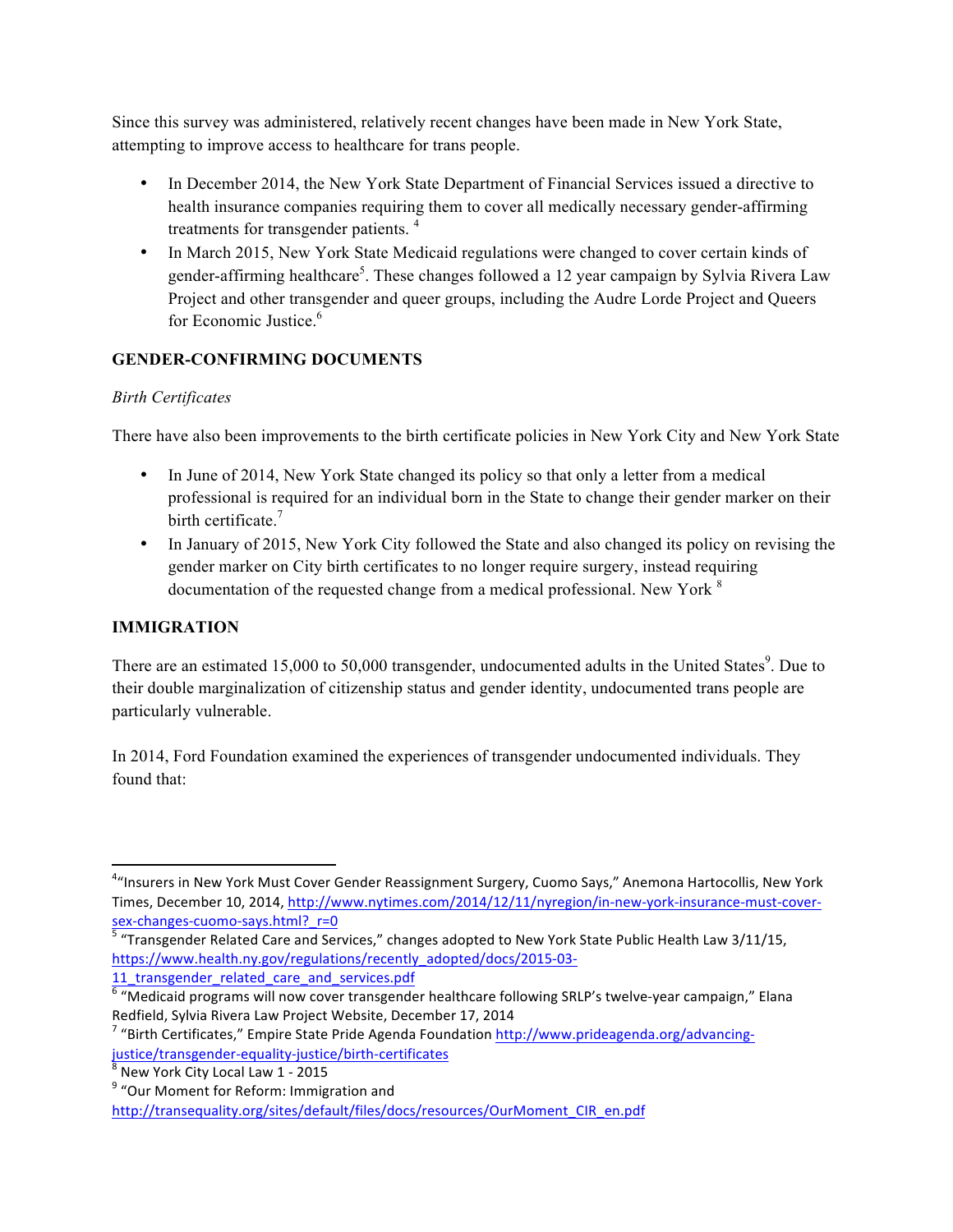Since this survey was administered, relatively recent changes have been made in New York State, attempting to improve access to healthcare for trans people.

- In December 2014, the New York State Department of Financial Services issued a directive to health insurance companies requiring them to cover all medically necessary gender-affirming treatments for transgender patients. [4]
- In March 2015, New York State Medicaid regulations were changed to cover certain kinds of gender-affirming healthcare[5]. These changes followed a 12 year campaign by Sylvia Rivera Law Project and other transgender and queer groups, including the Audre Lorde Project and Queers for Economic Justice.[6]

**GENDER-CONFIRMING DOCUMENTS**

*Birth Certificates*

There have also been improvements to the birth certificate policies in New York City and New York State

- In June of 2014, New York State changed its policy so that only a letter from a medical professional is required for an individual born in the State to change their gender marker on their birth certificate.[7]
- In January of 2015, New York City followed the State and also changed its policy on revising the gender marker on City birth certificates to no longer require surgery, instead requiring documentation of the requested change from a medical professional. New York [8]

**IMMIGRATION**

There are an estimated 15,000 to 50,000 transgender, undocumented adults in the United States[9]. Due to their double marginalization of citizenship status and gender identity, undocumented trans people are particularly vulnerable.

In 2014, Ford Foundation examined the experiences of transgender undocumented individuals. They found that:

---

[4] "Insurers in New York Must Cover Gender Reassignment Surgery, Cuomo Says," Anemona Hartocollis, New York Times, December 10, 2014, http://www.nytimes.com/2014/12/11/nyregion/in-new-york-insurance-must-cover-sex-changes-cuomo-says.html?_r=0

[5] "Transgender Related Care and Services," changes adopted to New York State Public Health Law 3/11/15, https://www.health.ny.gov/regulations/recently_adopted/docs/2015-03-11_transgender_related_care_and_services.pdf

[6] "Medicaid programs will now cover transgender healthcare following SRLP's twelve-year campaign," Elana Redfield, Sylvia Rivera Law Project Website, December 17, 2014

[7] "Birth Certificates," Empire State Pride Agenda Foundation http://www.prideagenda.org/advancing-justice/transgender-equality-justice/birth-certificates

[8] New York City Local Law 1 - 2015

[9] "Our Moment for Reform: Immigration and http://transequality.org/sites/default/files/docs/resources/OurMoment_CIR_en.pdf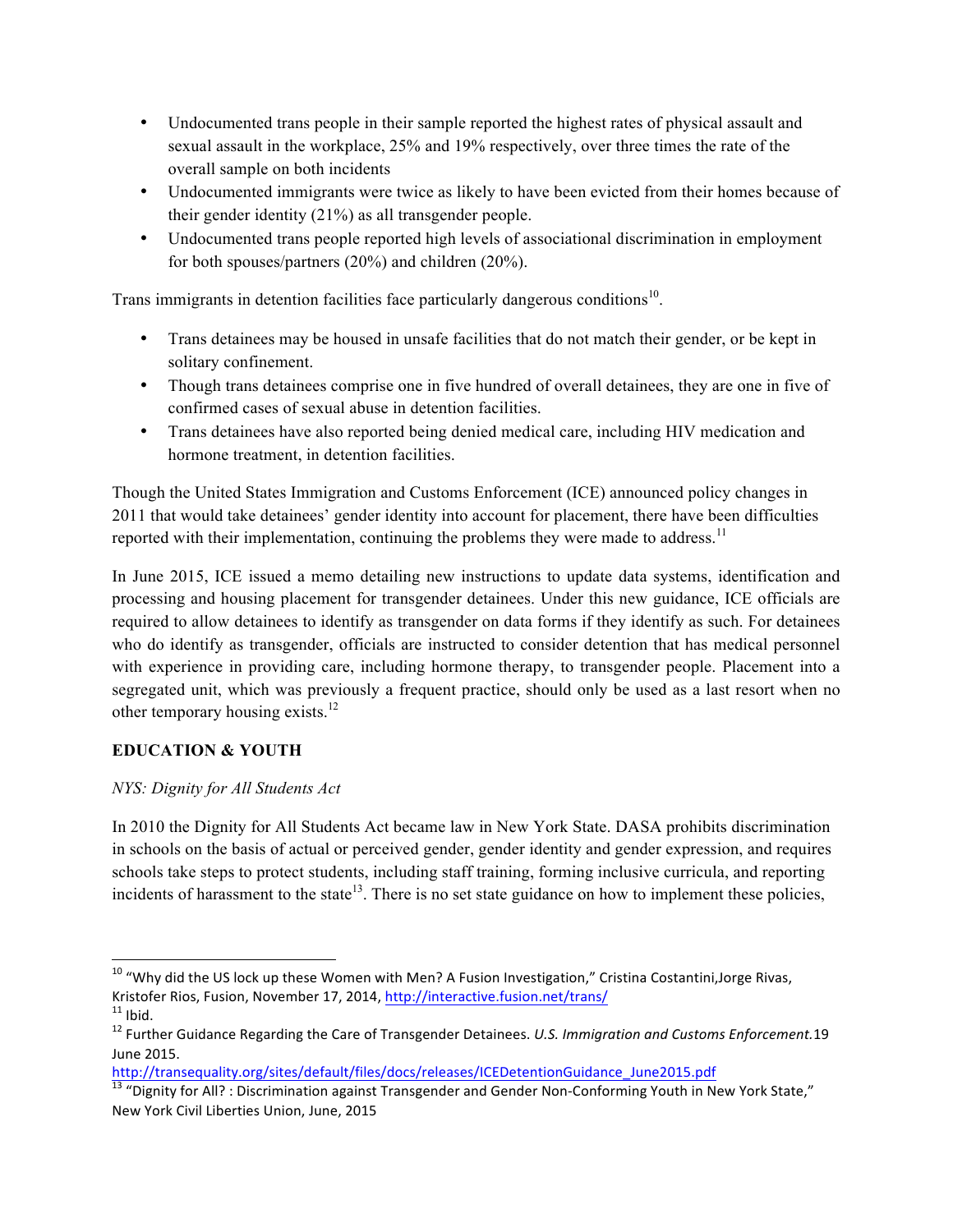- Undocumented trans people in their sample reported the highest rates of physical assault and sexual assault in the workplace, 25% and 19% respectively, over three times the rate of the overall sample on both incidents
- Undocumented immigrants were twice as likely to have been evicted from their homes because of their gender identity (21%) as all transgender people.
- Undocumented trans people reported high levels of associational discrimination in employment for both spouses/partners (20%) and children (20%).

Trans immigrants in detention facilities face particularly dangerous conditions[10].

- Trans detainees may be housed in unsafe facilities that do not match their gender, or be kept in solitary confinement.
- Though trans detainees comprise one in five hundred of overall detainees, they are one in five of confirmed cases of sexual abuse in detention facilities.
- Trans detainees have also reported being denied medical care, including HIV medication and hormone treatment, in detention facilities.

Though the United States Immigration and Customs Enforcement (ICE) announced policy changes in 2011 that would take detainees' gender identity into account for placement, there have been difficulties reported with their implementation, continuing the problems they were made to address.[11]

In June 2015, ICE issued a memo detailing new instructions to update data systems, identification and processing and housing placement for transgender detainees. Under this new guidance, ICE officials are required to allow detainees to identify as transgender on data forms if they identify as such. For detainees who do identify as transgender, officials are instructed to consider detention that has medical personnel with experience in providing care, including hormone therapy, to transgender people. Placement into a segregated unit, which was previously a frequent practice, should only be used as a last resort when no other temporary housing exists.[12]

## EDUCATION & YOUTH

*NYS: Dignity for All Students Act*

In 2010 the Dignity for All Students Act became law in New York State. DASA prohibits discrimination in schools on the basis of actual or perceived gender, gender identity and gender expression, and requires schools take steps to protect students, including staff training, forming inclusive curricula, and reporting incidents of harassment to the state[13]. There is no set state guidance on how to implement these policies,

---

[10] "Why did the US lock up these Women with Men? A Fusion Investigation," Cristina Costantini,Jorge Rivas, Kristofer Rios, Fusion, November 17, 2014, http://interactive.fusion.net/trans/

[11] Ibid.

[12] Further Guidance Regarding the Care of Transgender Detainees. *U.S. Immigration and Customs Enforcement.*19 June 2015. http://transequality.org/sites/default/files/docs/releases/ICEDetentionGuidance_June2015.pdf

[13] "Dignity for All? : Discrimination against Transgender and Gender Non-Conforming Youth in New York State," New York Civil Liberties Union, June, 2015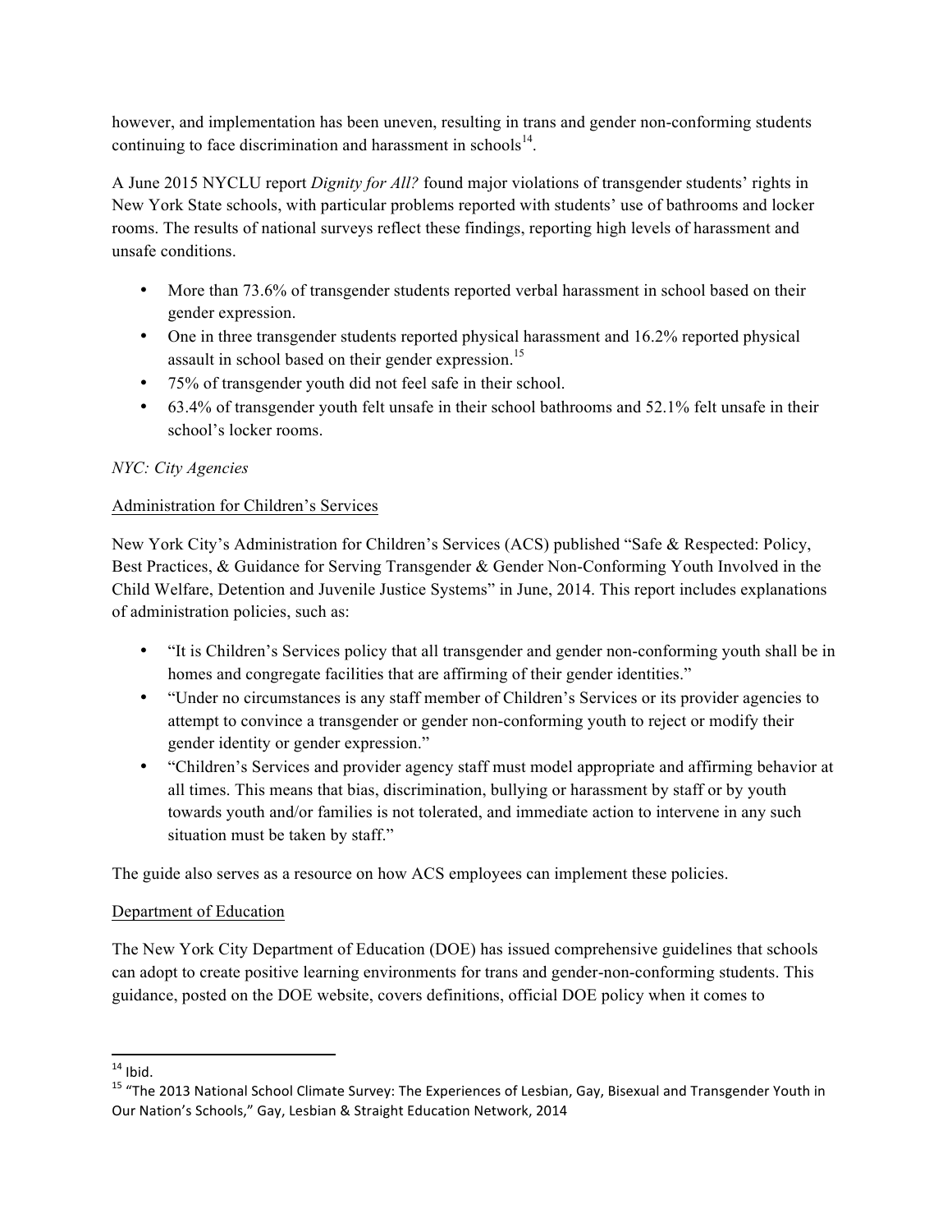however, and implementation has been uneven, resulting in trans and gender non-conforming students continuing to face discrimination and harassment in schools[14].

A June 2015 NYCLU report *Dignity for All?* found major violations of transgender students' rights in New York State schools, with particular problems reported with students' use of bathrooms and locker rooms. The results of national surveys reflect these findings, reporting high levels of harassment and unsafe conditions.

- More than 73.6% of transgender students reported verbal harassment in school based on their gender expression.
- One in three transgender students reported physical harassment and 16.2% reported physical assault in school based on their gender expression.[15]
- 75% of transgender youth did not feel safe in their school.
- 63.4% of transgender youth felt unsafe in their school bathrooms and 52.1% felt unsafe in their school's locker rooms.

*NYC: City Agencies*

<u>Administration for Children's Services</u>

New York City's Administration for Children's Services (ACS) published "Safe & Respected: Policy, Best Practices, & Guidance for Serving Transgender & Gender Non-Conforming Youth Involved in the Child Welfare, Detention and Juvenile Justice Systems" in June, 2014. This report includes explanations of administration policies, such as:

- "It is Children's Services policy that all transgender and gender non-conforming youth shall be in homes and congregate facilities that are affirming of their gender identities."
- "Under no circumstances is any staff member of Children's Services or its provider agencies to attempt to convince a transgender or gender non-conforming youth to reject or modify their gender identity or gender expression."
- "Children's Services and provider agency staff must model appropriate and affirming behavior at all times. This means that bias, discrimination, bullying or harassment by staff or by youth towards youth and/or families is not tolerated, and immediate action to intervene in any such situation must be taken by staff."

The guide also serves as a resource on how ACS employees can implement these policies.

<u>Department of Education</u>

The New York City Department of Education (DOE) has issued comprehensive guidelines that schools can adopt to create positive learning environments for trans and gender-non-conforming students. This guidance, posted on the DOE website, covers definitions, official DOE policy when it comes to

---

[14] Ibid.

[15] "The 2013 National School Climate Survey: The Experiences of Lesbian, Gay, Bisexual and Transgender Youth in Our Nation's Schools," Gay, Lesbian & Straight Education Network, 2014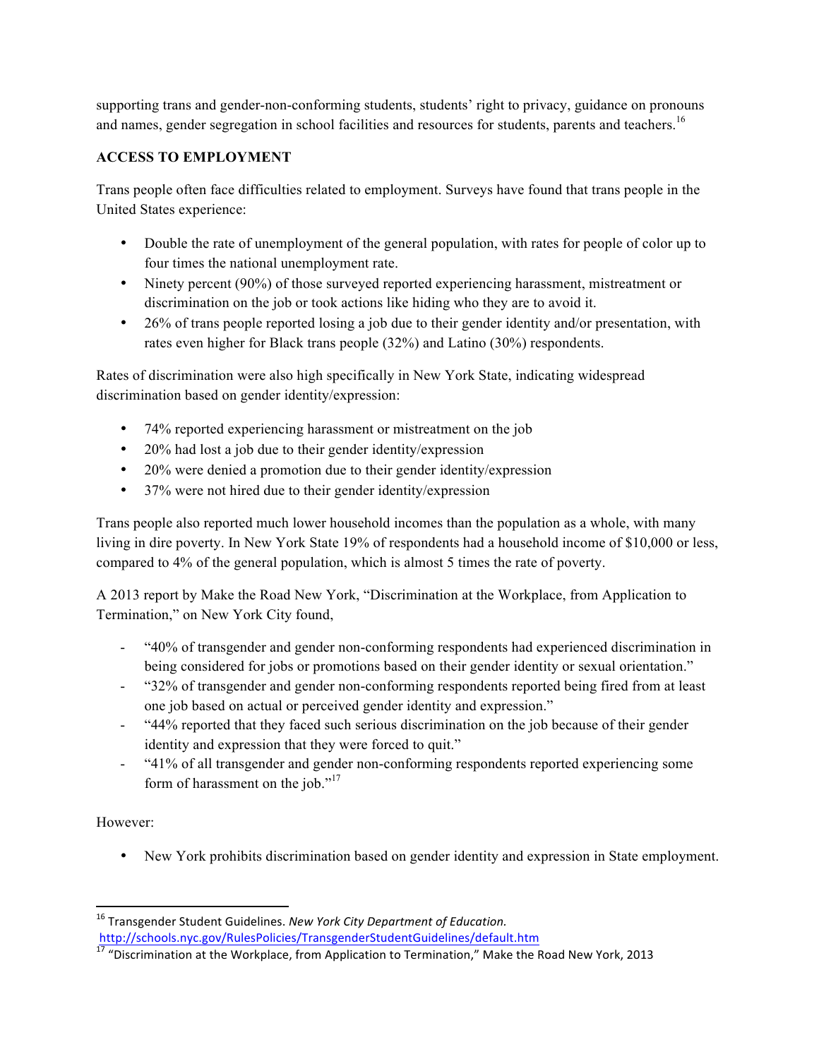supporting trans and gender-non-conforming students, students' right to privacy, guidance on pronouns and names, gender segregation in school facilities and resources for students, parents and teachers.[16]

**ACCESS TO EMPLOYMENT**

Trans people often face difficulties related to employment. Surveys have found that trans people in the United States experience:

- Double the rate of unemployment of the general population, with rates for people of color up to four times the national unemployment rate.
- Ninety percent (90%) of those surveyed reported experiencing harassment, mistreatment or discrimination on the job or took actions like hiding who they are to avoid it.
- 26% of trans people reported losing a job due to their gender identity and/or presentation, with rates even higher for Black trans people (32%) and Latino (30%) respondents.

Rates of discrimination were also high specifically in New York State, indicating widespread discrimination based on gender identity/expression:

- 74% reported experiencing harassment or mistreatment on the job
- 20% had lost a job due to their gender identity/expression
- 20% were denied a promotion due to their gender identity/expression
- 37% were not hired due to their gender identity/expression

Trans people also reported much lower household incomes than the population as a whole, with many living in dire poverty. In New York State 19% of respondents had a household income of $10,000 or less, compared to 4% of the general population, which is almost 5 times the rate of poverty.

A 2013 report by Make the Road New York, "Discrimination at the Workplace, from Application to Termination," on New York City found,

- "40% of transgender and gender non-conforming respondents had experienced discrimination in being considered for jobs or promotions based on their gender identity or sexual orientation."
- "32% of transgender and gender non-conforming respondents reported being fired from at least one job based on actual or perceived gender identity and expression."
- "44% reported that they faced such serious discrimination on the job because of their gender identity and expression that they were forced to quit."
- "41% of all transgender and gender non-conforming respondents reported experiencing some form of harassment on the job."[17]

However:

- New York prohibits discrimination based on gender identity and expression in State employment.

---

[16] Transgender Student Guidelines. *New York City Department of Education.* http://schools.nyc.gov/RulesPolicies/TransgenderStudentGuidelines/default.htm

[17] "Discrimination at the Workplace, from Application to Termination," Make the Road New York, 2013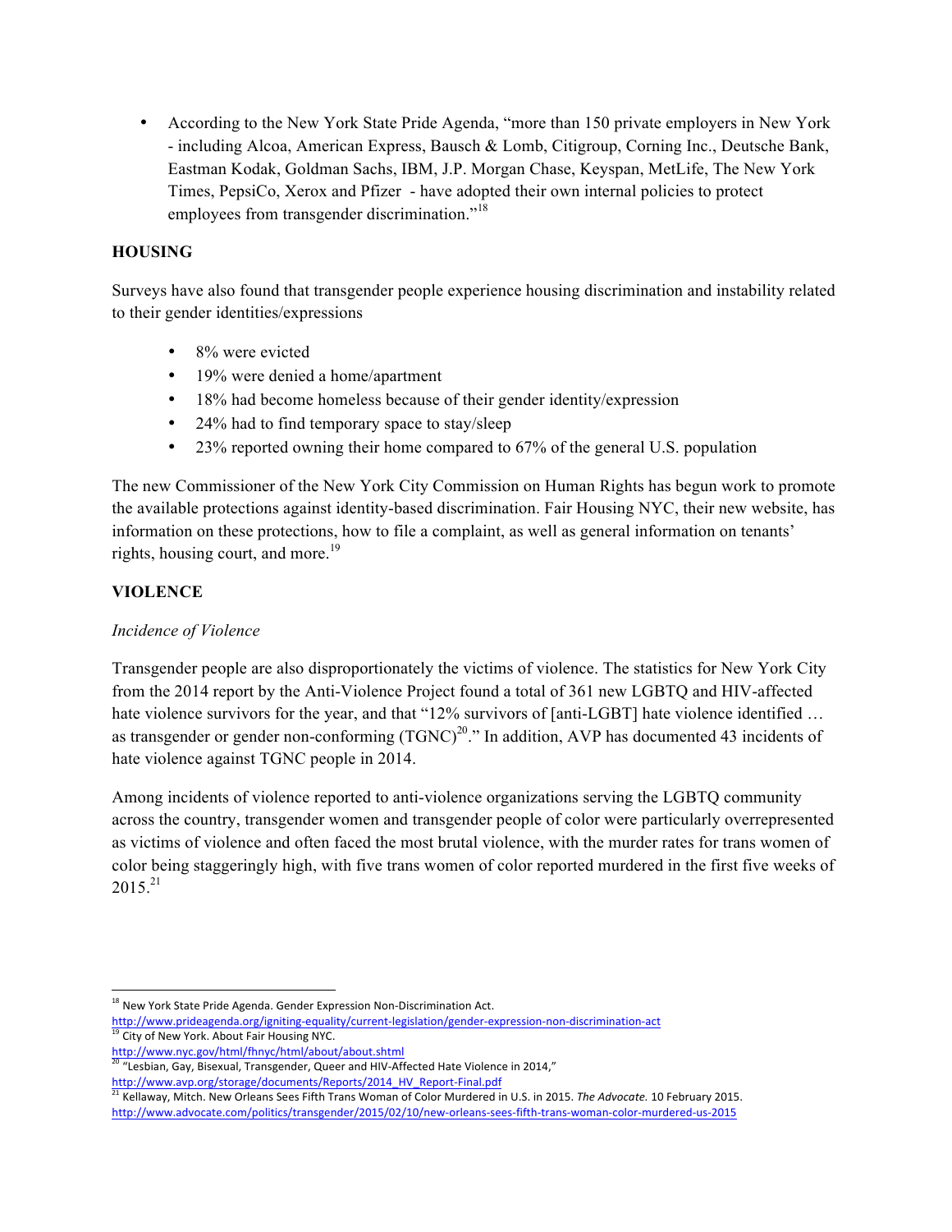- According to the New York State Pride Agenda, "more than 150 private employers in New York - including Alcoa, American Express, Bausch & Lomb, Citigroup, Corning Inc., Deutsche Bank, Eastman Kodak, Goldman Sachs, IBM, J.P. Morgan Chase, Keyspan, MetLife, The New York Times, PepsiCo, Xerox and Pfizer - have adopted their own internal policies to protect employees from transgender discrimination."[18]

**HOUSING**

Surveys have also found that transgender people experience housing discrimination and instability related to their gender identities/expressions

- 8% were evicted
- 19% were denied a home/apartment
- 18% had become homeless because of their gender identity/expression
- 24% had to find temporary space to stay/sleep
- 23% reported owning their home compared to 67% of the general U.S. population

The new Commissioner of the New York City Commission on Human Rights has begun work to promote the available protections against identity-based discrimination. Fair Housing NYC, their new website, has information on these protections, how to file a complaint, as well as general information on tenants' rights, housing court, and more.[19]

**VIOLENCE**

*Incidence of Violence*

Transgender people are also disproportionately the victims of violence. The statistics for New York City from the 2014 report by the Anti-Violence Project found a total of 361 new LGBTQ and HIV-affected hate violence survivors for the year, and that "12% survivors of [anti-LGBT] hate violence identified … as transgender or gender non-conforming (TGNC)[20]." In addition, AVP has documented 43 incidents of hate violence against TGNC people in 2014.

Among incidents of violence reported to anti-violence organizations serving the LGBTQ community across the country, transgender women and transgender people of color were particularly overrepresented as victims of violence and often faced the most brutal violence, with the murder rates for trans women of color being staggeringly high, with five trans women of color reported murdered in the first five weeks of 2015.[21]

---

[18] New York State Pride Agenda. Gender Expression Non-Discrimination Act. http://www.prideagenda.org/igniting-equality/current-legislation/gender-expression-non-discrimination-act

[19] City of New York. About Fair Housing NYC. http://www.nyc.gov/html/fhnyc/html/about/about.shtml

[20] "Lesbian, Gay, Bisexual, Transgender, Queer and HIV-Affected Hate Violence in 2014," http://www.avp.org/storage/documents/Reports/2014_HV_Report-Final.pdf

[21] Kellaway, Mitch. New Orleans Sees Fifth Trans Woman of Color Murdered in U.S. in 2015. *The Advocate.* 10 February 2015. http://www.advocate.com/politics/transgender/2015/02/10/new-orleans-sees-fifth-trans-woman-color-murdered-us-2015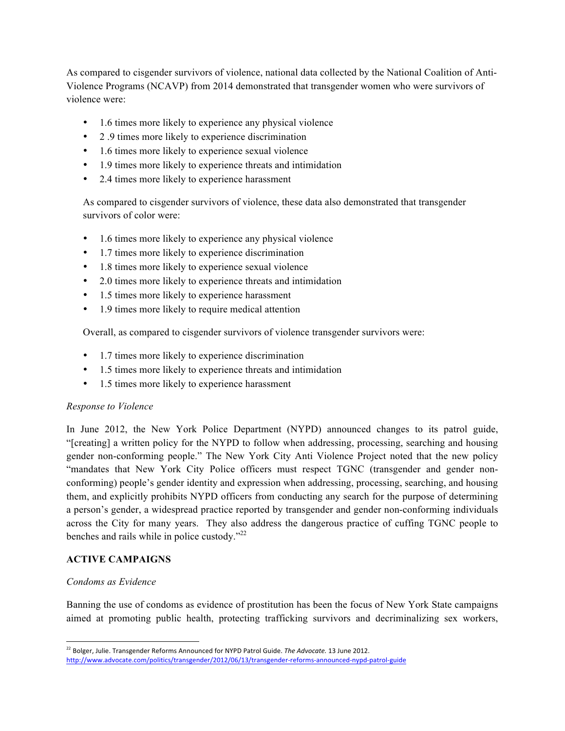As compared to cisgender survivors of violence, national data collected by the National Coalition of Anti-Violence Programs (NCAVP) from 2014 demonstrated that transgender women who were survivors of violence were:

- 1.6 times more likely to experience any physical violence
- 2 .9 times more likely to experience discrimination
- 1.6 times more likely to experience sexual violence
- 1.9 times more likely to experience threats and intimidation
- 2.4 times more likely to experience harassment

As compared to cisgender survivors of violence, these data also demonstrated that transgender survivors of color were:

- 1.6 times more likely to experience any physical violence
- 1.7 times more likely to experience discrimination
- 1.8 times more likely to experience sexual violence
- 2.0 times more likely to experience threats and intimidation
- 1.5 times more likely to experience harassment
- 1.9 times more likely to require medical attention

Overall, as compared to cisgender survivors of violence transgender survivors were:

- 1.7 times more likely to experience discrimination
- 1.5 times more likely to experience threats and intimidation
- 1.5 times more likely to experience harassment

*Response to Violence*

In June 2012, the New York Police Department (NYPD) announced changes to its patrol guide, "[creating] a written policy for the NYPD to follow when addressing, processing, searching and housing gender non-conforming people." The New York City Anti Violence Project noted that the new policy "mandates that New York City Police officers must respect TGNC (transgender and gender non-conforming) people's gender identity and expression when addressing, processing, searching, and housing them, and explicitly prohibits NYPD officers from conducting any search for the purpose of determining a person's gender, a widespread practice reported by transgender and gender non-conforming individuals across the City for many years. They also address the dangerous practice of cuffing TGNC people to benches and rails while in police custody."[22]

## ACTIVE CAMPAIGNS

*Condoms as Evidence*

Banning the use of condoms as evidence of prostitution has been the focus of New York State campaigns aimed at promoting public health, protecting trafficking survivors and decriminalizing sex workers,

---

[22] Bolger, Julie. Transgender Reforms Announced for NYPD Patrol Guide. *The Advocate.* 13 June 2012. http://www.advocate.com/politics/transgender/2012/06/13/transgender-reforms-announced-nypd-patrol-guide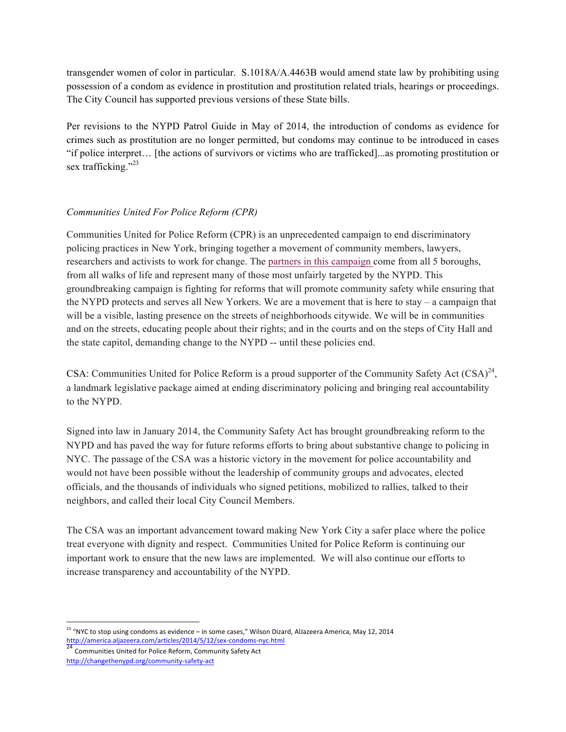transgender women of color in particular. S.1018A/A.4463B would amend state law by prohibiting using possession of a condom as evidence in prostitution and prostitution related trials, hearings or proceedings. The City Council has supported previous versions of these State bills.

Per revisions to the NYPD Patrol Guide in May of 2014, the introduction of condoms as evidence for crimes such as prostitution are no longer permitted, but condoms may continue to be introduced in cases "if police interpret… [the actions of survivors or victims who are trafficked]...as promoting prostitution or sex trafficking."[23]

*Communities United For Police Reform (CPR)*

Communities United for Police Reform (CPR) is an unprecedented campaign to end discriminatory policing practices in New York, bringing together a movement of community members, lawyers, researchers and activists to work for change. The partners in this campaign come from all 5 boroughs, from all walks of life and represent many of those most unfairly targeted by the NYPD. This groundbreaking campaign is fighting for reforms that will promote community safety while ensuring that the NYPD protects and serves all New Yorkers. We are a movement that is here to stay – a campaign that will be a visible, lasting presence on the streets of neighborhoods citywide. We will be in communities and on the streets, educating people about their rights; and in the courts and on the steps of City Hall and the state capitol, demanding change to the NYPD -- until these policies end.

CSA: Communities United for Police Reform is a proud supporter of the Community Safety Act (CSA)[24], a landmark legislative package aimed at ending discriminatory policing and bringing real accountability to the NYPD.

Signed into law in January 2014, the Community Safety Act has brought groundbreaking reform to the NYPD and has paved the way for future reforms efforts to bring about substantive change to policing in NYC. The passage of the CSA was a historic victory in the movement for police accountability and would not have been possible without the leadership of community groups and advocates, elected officials, and the thousands of individuals who signed petitions, mobilized to rallies, talked to their neighbors, and called their local City Council Members.

The CSA was an important advancement toward making New York City a safer place where the police treat everyone with dignity and respect. Communities United for Police Reform is continuing our important work to ensure that the new laws are implemented. We will also continue our efforts to increase transparency and accountability of the NYPD.

---

[23] "NYC to stop using condoms as evidence – in some cases," Wilson Dizard, AlJazeera America, May 12, 2014 http://america.aljazeera.com/articles/2014/5/12/sex-condoms-nyc.html

[24] Communities United for Police Reform, Community Safety Act http://changethenypd.org/community-safety-act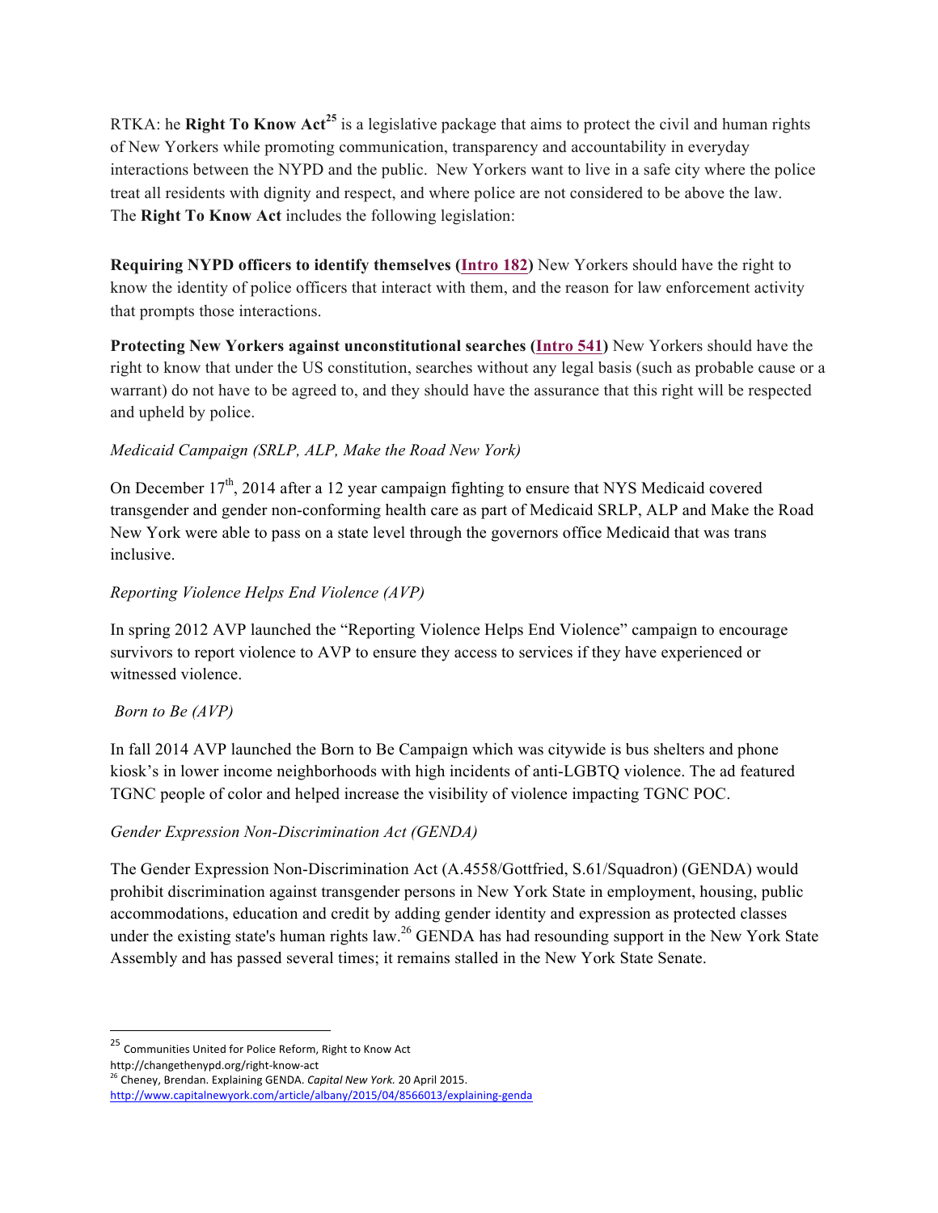RTKA: he **Right To Know Act**[25] is a legislative package that aims to protect the civil and human rights of New Yorkers while promoting communication, transparency and accountability in everyday interactions between the NYPD and the public. New Yorkers want to live in a safe city where the police treat all residents with dignity and respect, and where police are not considered to be above the law. The **Right To Know Act** includes the following legislation:

**Requiring NYPD officers to identify themselves (Intro 182)** New Yorkers should have the right to know the identity of police officers that interact with them, and the reason for law enforcement activity that prompts those interactions.

**Protecting New Yorkers against unconstitutional searches (Intro 541)** New Yorkers should have the right to know that under the US constitution, searches without any legal basis (such as probable cause or a warrant) do not have to be agreed to, and they should have the assurance that this right will be respected and upheld by police.

*Medicaid Campaign (SRLP, ALP, Make the Road New York)*

On December 17th, 2014 after a 12 year campaign fighting to ensure that NYS Medicaid covered transgender and gender non-conforming health care as part of Medicaid SRLP, ALP and Make the Road New York were able to pass on a state level through the governors office Medicaid that was trans inclusive.

*Reporting Violence Helps End Violence (AVP)*

In spring 2012 AVP launched the "Reporting Violence Helps End Violence" campaign to encourage survivors to report violence to AVP to ensure they access to services if they have experienced or witnessed violence.

*Born to Be (AVP)*

In fall 2014 AVP launched the Born to Be Campaign which was citywide is bus shelters and phone kiosk's in lower income neighborhoods with high incidents of anti-LGBTQ violence. The ad featured TGNC people of color and helped increase the visibility of violence impacting TGNC POC.

*Gender Expression Non-Discrimination Act (GENDA)*

The Gender Expression Non-Discrimination Act (A.4558/Gottfried, S.61/Squadron) (GENDA) would prohibit discrimination against transgender persons in New York State in employment, housing, public accommodations, education and credit by adding gender identity and expression as protected classes under the existing state's human rights law.[26] GENDA has had resounding support in the New York State Assembly and has passed several times; it remains stalled in the New York State Senate.

---

[25] Communities United for Police Reform, Right to Know Act
http://changethenypd.org/right-know-act

[26] Cheney, Brendan. Explaining GENDA. *Capital New York.* 20 April 2015.
http://www.capitalnewyork.com/article/albany/2015/04/8566013/explaining-genda